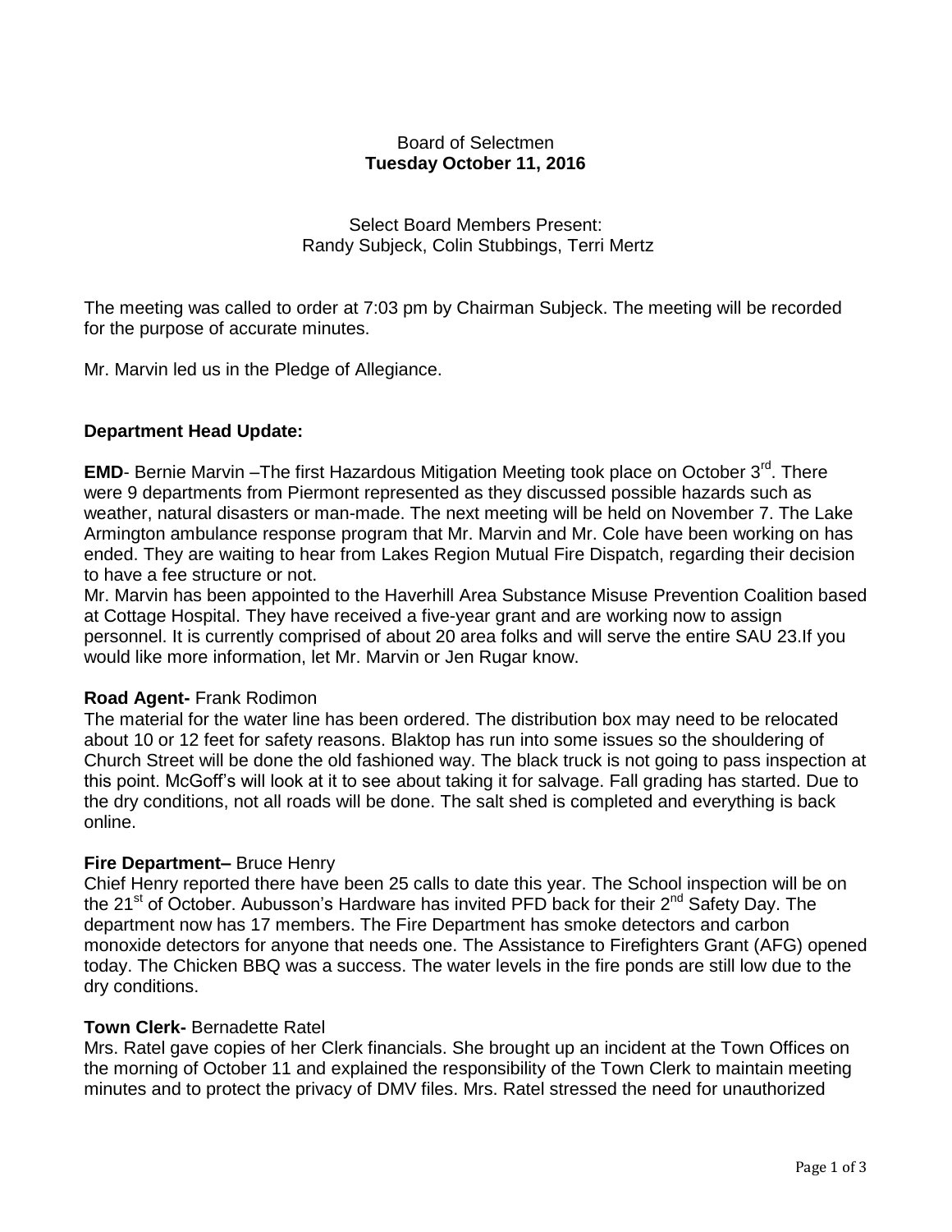Board of Selectmen
**Tuesday October 11, 2016**

Select Board Members Present:
Randy Subjeck, Colin Stubbings, Terri Mertz

The meeting was called to order at 7:03 pm by Chairman Subjeck. The meeting will be recorded for the purpose of accurate minutes.

Mr. Marvin led us in the Pledge of Allegiance.

**Department Head Update:**

**EMD**- Bernie Marvin –The first Hazardous Mitigation Meeting took place on October 3rd. There were 9 departments from Piermont represented as they discussed possible hazards such as weather, natural disasters or man-made. The next meeting will be held on November 7. The Lake Armington ambulance response program that Mr. Marvin and Mr. Cole have been working on has ended. They are waiting to hear from Lakes Region Mutual Fire Dispatch, regarding their decision to have a fee structure or not.
Mr. Marvin has been appointed to the Haverhill Area Substance Misuse Prevention Coalition based at Cottage Hospital. They have received a five-year grant and are working now to assign personnel. It is currently comprised of about 20 area folks and will serve the entire SAU 23.If you would like more information, let Mr. Marvin or Jen Rugar know.

**Road Agent-** Frank Rodimon
The material for the water line has been ordered. The distribution box may need to be relocated about 10 or 12 feet for safety reasons. Blaktop has run into some issues so the shouldering of Church Street will be done the old fashioned way. The black truck is not going to pass inspection at this point. McGoff's will look at it to see about taking it for salvage. Fall grading has started. Due to the dry conditions, not all roads will be done. The salt shed is completed and everything is back online.

**Fire Department–** Bruce Henry
Chief Henry reported there have been 25 calls to date this year. The School inspection will be on the 21st of October. Aubusson's Hardware has invited PFD back for their 2nd Safety Day. The department now has 17 members. The Fire Department has smoke detectors and carbon monoxide detectors for anyone that needs one. The Assistance to Firefighters Grant (AFG) opened today. The Chicken BBQ was a success. The water levels in the fire ponds are still low due to the dry conditions.

**Town Clerk-** Bernadette Ratel
Mrs. Ratel gave copies of her Clerk financials. She brought up an incident at the Town Offices on the morning of October 11 and explained the responsibility of the Town Clerk to maintain meeting minutes and to protect the privacy of DMV files. Mrs. Ratel stressed the need for unauthorized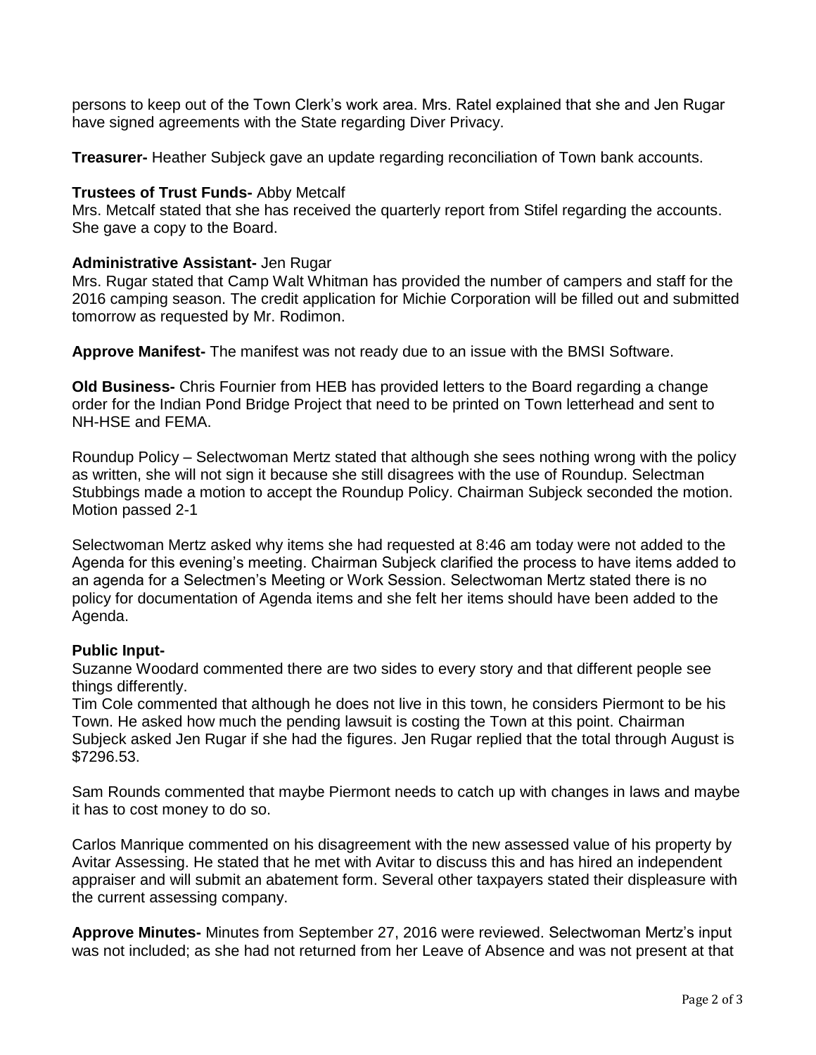persons to keep out of the Town Clerk's work area. Mrs. Ratel explained that she and Jen Rugar have signed agreements with the State regarding Diver Privacy.

**Treasurer-** Heather Subjeck gave an update regarding reconciliation of Town bank accounts.

**Trustees of Trust Funds-** Abby Metcalf
Mrs. Metcalf stated that she has received the quarterly report from Stifel regarding the accounts. She gave a copy to the Board.

**Administrative Assistant-** Jen Rugar
Mrs. Rugar stated that Camp Walt Whitman has provided the number of campers and staff for the 2016 camping season. The credit application for Michie Corporation will be filled out and submitted tomorrow as requested by Mr. Rodimon.

**Approve Manifest-** The manifest was not ready due to an issue with the BMSI Software.

**Old Business-** Chris Fournier from HEB has provided letters to the Board regarding a change order for the Indian Pond Bridge Project that need to be printed on Town letterhead and sent to NH-HSE and FEMA.

Roundup Policy – Selectwoman Mertz stated that although she sees nothing wrong with the policy as written, she will not sign it because she still disagrees with the use of Roundup. Selectman Stubbings made a motion to accept the Roundup Policy. Chairman Subjeck seconded the motion. Motion passed 2-1

Selectwoman Mertz asked why items she had requested at 8:46 am today were not added to the Agenda for this evening's meeting. Chairman Subjeck clarified the process to have items added to an agenda for a Selectmen's Meeting or Work Session. Selectwoman Mertz stated there is no policy for documentation of Agenda items and she felt her items should have been added to the Agenda.

**Public Input-**
Suzanne Woodard commented there are two sides to every story and that different people see things differently.
Tim Cole commented that although he does not live in this town, he considers Piermont to be his Town. He asked how much the pending lawsuit is costing the Town at this point. Chairman Subjeck asked Jen Rugar if she had the figures. Jen Rugar replied that the total through August is $7296.53.

Sam Rounds commented that maybe Piermont needs to catch up with changes in laws and maybe it has to cost money to do so.

Carlos Manrique commented on his disagreement with the new assessed value of his property by Avitar Assessing. He stated that he met with Avitar to discuss this and has hired an independent appraiser and will submit an abatement form. Several other taxpayers stated their displeasure with the current assessing company.

**Approve Minutes-** Minutes from September 27, 2016 were reviewed. Selectwoman Mertz's input was not included; as she had not returned from her Leave of Absence and was not present at that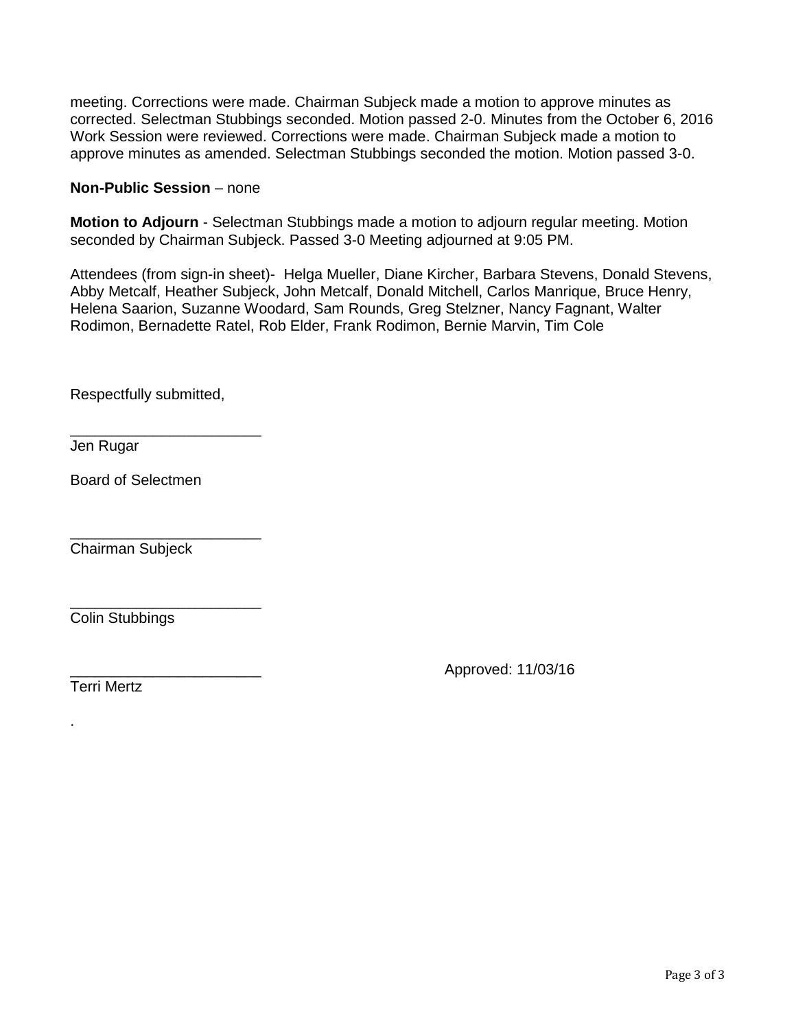meeting. Corrections were made. Chairman Subjeck made a motion to approve minutes as corrected. Selectman Stubbings seconded. Motion passed 2-0. Minutes from the October 6, 2016 Work Session were reviewed. Corrections were made. Chairman Subjeck made a motion to approve minutes as amended. Selectman Stubbings seconded the motion. Motion passed 3-0.

**Non-Public Session** – none

**Motion to Adjourn** - Selectman Stubbings made a motion to adjourn regular meeting. Motion seconded by Chairman Subjeck. Passed 3-0 Meeting adjourned at 9:05 PM.

Attendees (from sign-in sheet)- Helga Mueller, Diane Kircher, Barbara Stevens, Donald Stevens, Abby Metcalf, Heather Subjeck, John Metcalf, Donald Mitchell, Carlos Manrique, Bruce Henry, Helena Saarion, Suzanne Woodard, Sam Rounds, Greg Stelzner, Nancy Fagnant, Walter Rodimon, Bernadette Ratel, Rob Elder, Frank Rodimon, Bernie Marvin, Tim Cole

Respectfully submitted,

_______________________
Jen Rugar

Board of Selectmen

_______________________
Chairman Subjeck

_______________________
Colin Stubbings

_______________________
Terri Mertz

Approved: 11/03/16

.